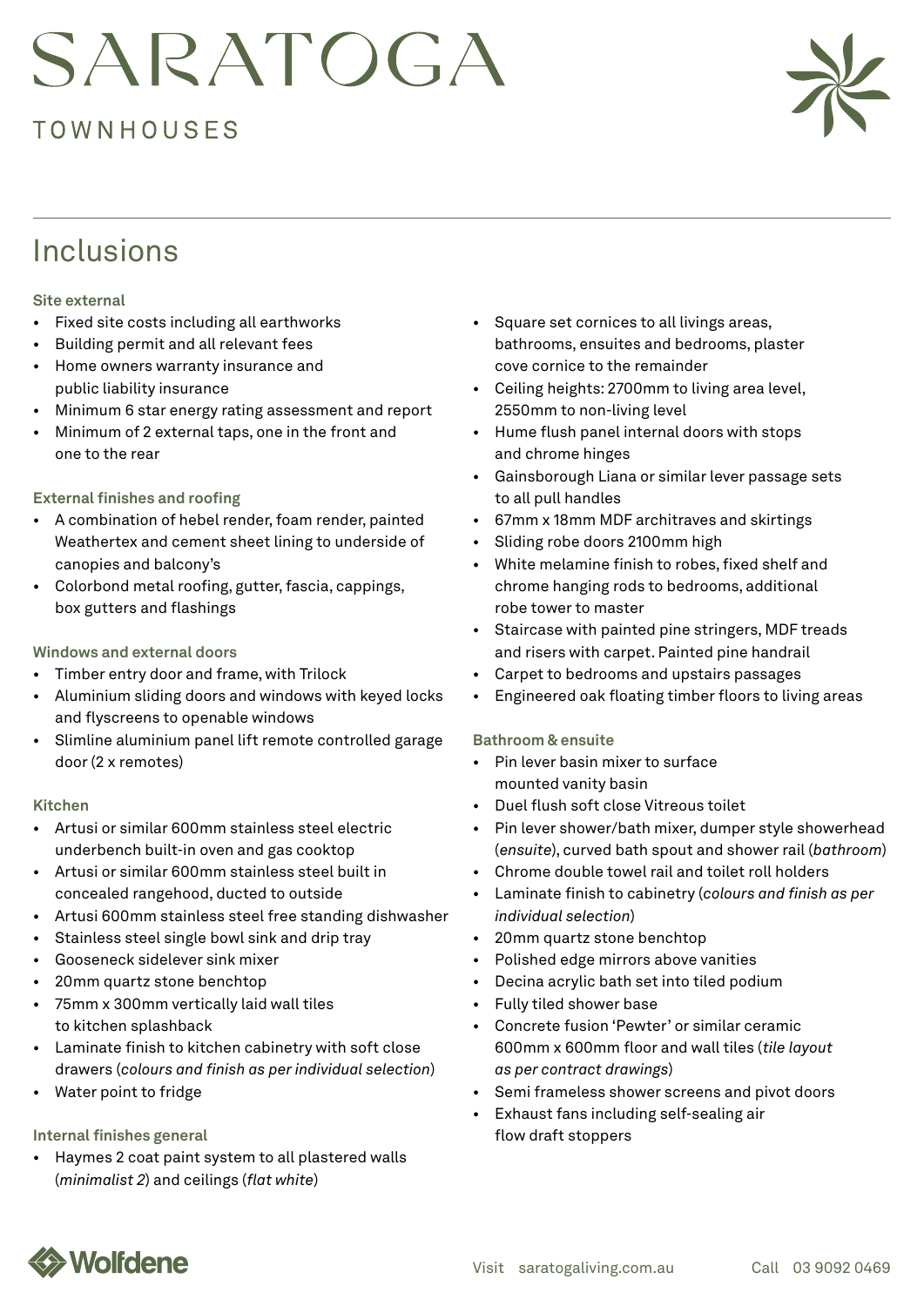# SARATOGA

TOWNHOUSES

## Inclusions

### Site external

- Fixed site costs including all earthworks
- Building permit and all relevant fees
- Home owners warranty insurance and public liability insurance
- Minimum 6 star energy rating assessment and report
- Minimum of 2 external taps, one in the front and one to the rear

### External finishes and roofing

- A combination of hebel render, foam render, painted Weathertex and cement sheet lining to underside of canopies and balcony's
- Colorbond metal roofing, gutter, fascia, cappings, box gutters and flashings

### Windows and external doors

- Timber entry door and frame, with Trilock
- Aluminium sliding doors and windows with keyed locks and flyscreens to openable windows
- Slimline aluminium panel lift remote controlled garage door (2 x remotes)

### Kitchen

- Artusi or similar 600mm stainless steel electric underbench built-in oven and gas cooktop
- Artusi or similar 600mm stainless steel built in concealed rangehood, ducted to outside
- Artusi 600mm stainless steel free standing dishwasher
- Stainless steel single bowl sink and drip tray
- Gooseneck sidelever sink mixer
- 20mm quartz stone benchtop
- 75mm x 300mm vertically laid wall tiles to kitchen splashback
- Laminate finish to kitchen cabinetry with soft close drawers (*colours and finish as per individual selection*)
- Water point to fridge

### Internal finishes general

- Haymes 2 coat paint system to all plastered walls (*minimalist 2*) and ceilings (*flat white*)
- Square set cornices to all livings areas, bathrooms, ensuites and bedrooms, plaster cove cornice to the remainder
- Ceiling heights: 2700mm to living area level, 2550mm to non-living level
- Hume flush panel internal doors with stops and chrome hinges
- Gainsborough Liana or similar lever passage sets to all pull handles
- 67mm x 18mm MDF architraves and skirtings
- Sliding robe doors 2100mm high
- White melamine finish to robes, fixed shelf and chrome hanging rods to bedrooms, additional robe tower to master
- Staircase with painted pine stringers, MDF treads and risers with carpet. Painted pine handrail
- Carpet to bedrooms and upstairs passages
- Engineered oak floating timber floors to living areas

### Bathroom & ensuite

- Pin lever basin mixer to surface mounted vanity basin
- Duel flush soft close Vitreous toilet
- Pin lever shower/bath mixer, dumper style showerhead (*ensuite*), curved bath spout and shower rail (*bathroom*)
- Chrome double towel rail and toilet roll holders
- Laminate finish to cabinetry (*colours and finish as per individual selection*)
- 20mm quartz stone benchtop
- Polished edge mirrors above vanities
- Decina acrylic bath set into tiled podium
- Fully tiled shower base
- Concrete fusion 'Pewter' or similar ceramic 600mm x 600mm floor and wall tiles (*tile layout as per contract drawings*)
- Semi frameless shower screens and pivot doors
- Exhaust fans including self-sealing air flow draft stoppers

Wolfdene

Visit saratogaliving.com.au    Call 03 9092 0469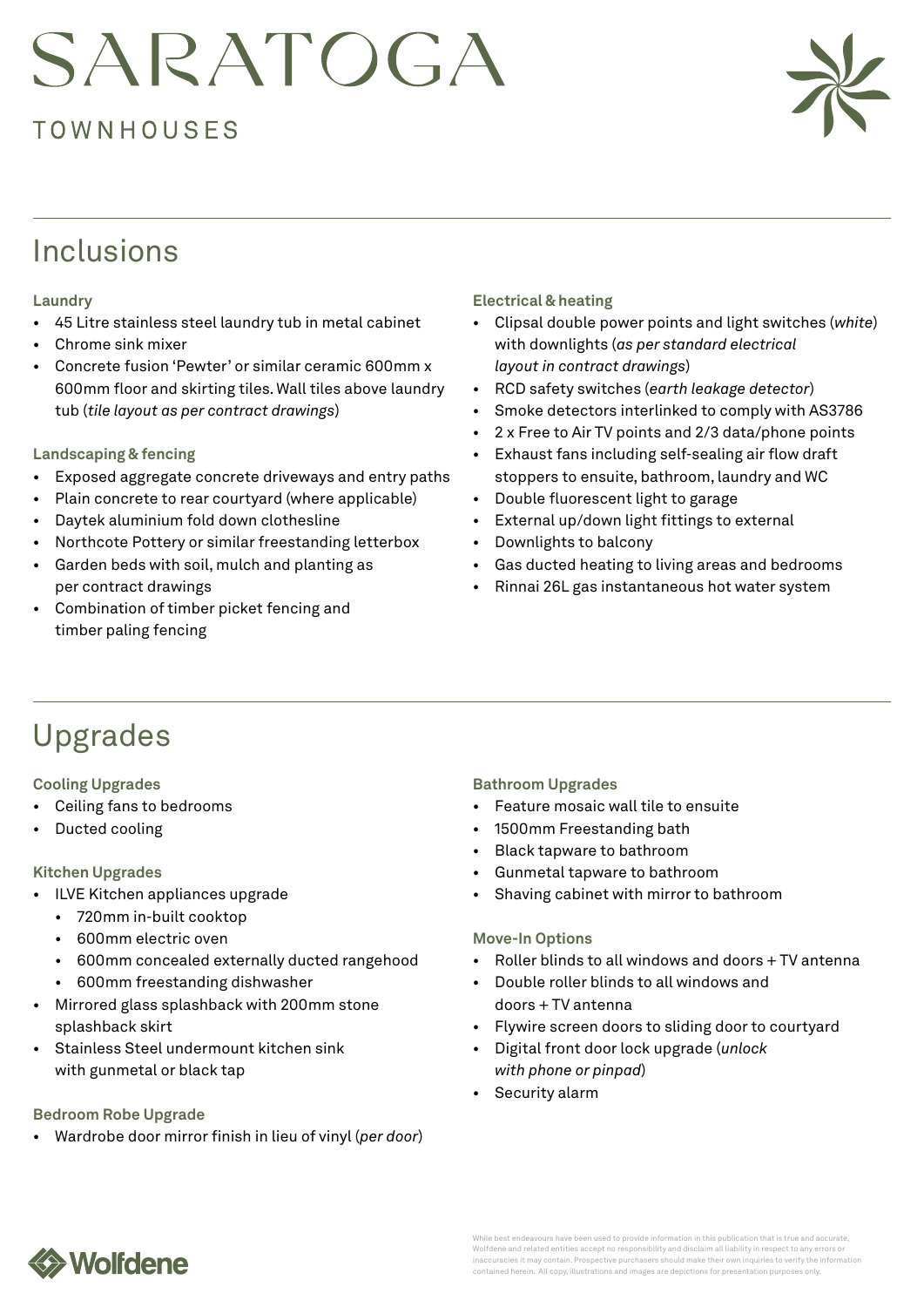# SARATOGA

TOWNHOUSES

## Inclusions

### Laundry

- 45 Litre stainless steel laundry tub in metal cabinet
- Chrome sink mixer
- Concrete fusion 'Pewter' or similar ceramic 600mm x 600mm floor and skirting tiles. Wall tiles above laundry tub (*tile layout as per contract drawings*)

### Landscaping & fencing

- Exposed aggregate concrete driveways and entry paths
- Plain concrete to rear courtyard (where applicable)
- Daytek aluminium fold down clothesline
- Northcote Pottery or similar freestanding letterbox
- Garden beds with soil, mulch and planting as per contract drawings
- Combination of timber picket fencing and timber paling fencing

### Electrical & heating

- Clipsal double power points and light switches (*white*) with downlights (*as per standard electrical layout in contract drawings*)
- RCD safety switches (*earth leakage detector*)
- Smoke detectors interlinked to comply with AS3786
- 2 x Free to Air TV points and 2/3 data/phone points
- Exhaust fans including self-sealing air flow draft stoppers to ensuite, bathroom, laundry and WC
- Double fluorescent light to garage
- External up/down light fittings to external
- Downlights to balcony
- Gas ducted heating to living areas and bedrooms
- Rinnai 26L gas instantaneous hot water system

## Upgrades

### Cooling Upgrades

- Ceiling fans to bedrooms
- Ducted cooling

### Kitchen Upgrades

- ILVE Kitchen appliances upgrade
  - 720mm in-built cooktop
  - 600mm electric oven
  - 600mm concealed externally ducted rangehood
  - 600mm freestanding dishwasher
- Mirrored glass splashback with 200mm stone splashback skirt
- Stainless Steel undermount kitchen sink with gunmetal or black tap

### Bedroom Robe Upgrade

- Wardrobe door mirror finish in lieu of vinyl (*per door*)

### Bathroom Upgrades

- Feature mosaic wall tile to ensuite
- 1500mm Freestanding bath
- Black tapware to bathroom
- Gunmetal tapware to bathroom
- Shaving cabinet with mirror to bathroom

### Move-In Options

- Roller blinds to all windows and doors + TV antenna
- Double roller blinds to all windows and doors + TV antenna
- Flywire screen doors to sliding door to courtyard
- Digital front door lock upgrade (*unlock with phone or pinpad*)
- Security alarm

Wolfdene

While best endeavours have been used to provide information in this publication that is true and accurate, Wolfdene and related entities accept no responsibility and disclaim all liability in respect to any errors or inaccuracies it may contain. Prospective purchasers should make their own inquiries to verify the information contained herein. All copy, illustrations and images are depictions for presentation purposes only.